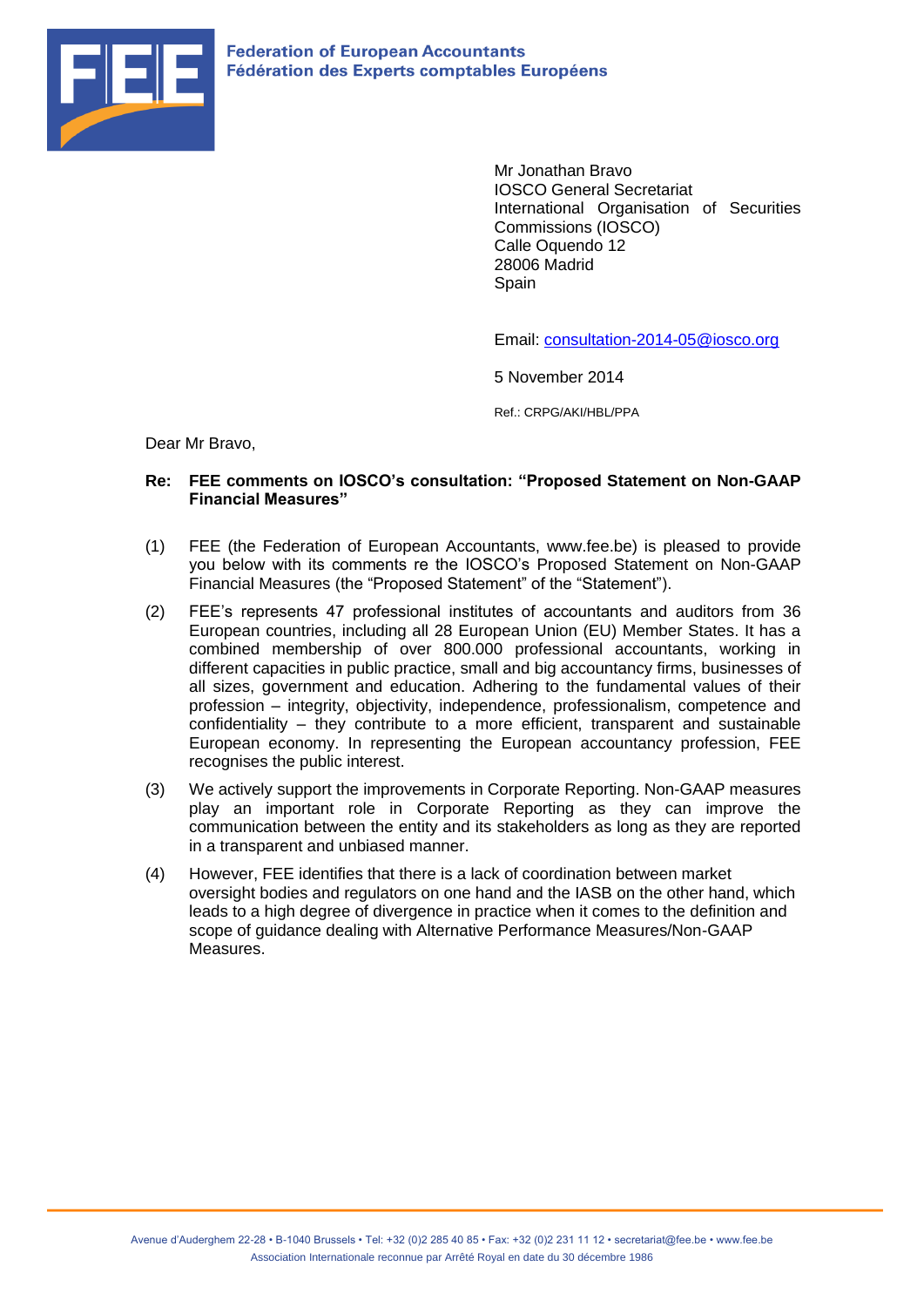**Federation of European Accountants**
**Fédération des Experts comptables Européens**

Mr Jonathan Bravo
IOSCO General Secretariat
International Organisation of Securities Commissions (IOSCO)
Calle Oquendo 12
28006 Madrid
Spain

Email: consultation-2014-05@iosco.org

5 November 2014

Ref.: CRPG/AKI/HBL/PPA

Dear Mr Bravo,

**Re: FEE comments on IOSCO's consultation: "Proposed Statement on Non-GAAP Financial Measures"**

(1) FEE (the Federation of European Accountants, www.fee.be) is pleased to provide you below with its comments re the IOSCO's Proposed Statement on Non-GAAP Financial Measures (the "Proposed Statement" of the "Statement").

(2) FEE's represents 47 professional institutes of accountants and auditors from 36 European countries, including all 28 European Union (EU) Member States. It has a combined membership of over 800.000 professional accountants, working in different capacities in public practice, small and big accountancy firms, businesses of all sizes, government and education. Adhering to the fundamental values of their profession – integrity, objectivity, independence, professionalism, competence and confidentiality – they contribute to a more efficient, transparent and sustainable European economy. In representing the European accountancy profession, FEE recognises the public interest.

(3) We actively support the improvements in Corporate Reporting. Non-GAAP measures play an important role in Corporate Reporting as they can improve the communication between the entity and its stakeholders as long as they are reported in a transparent and unbiased manner.

(4) However, FEE identifies that there is a lack of coordination between market oversight bodies and regulators on one hand and the IASB on the other hand, which leads to a high degree of divergence in practice when it comes to the definition and scope of guidance dealing with Alternative Performance Measures/Non-GAAP Measures.

Avenue d'Auderghem 22-28 • B-1040 Brussels • Tel: +32 (0)2 285 40 85 • Fax: +32 (0)2 231 11 12 • secretariat@fee.be • www.fee.be
Association Internationale reconnue par Arrêté Royal en date du 30 décembre 1986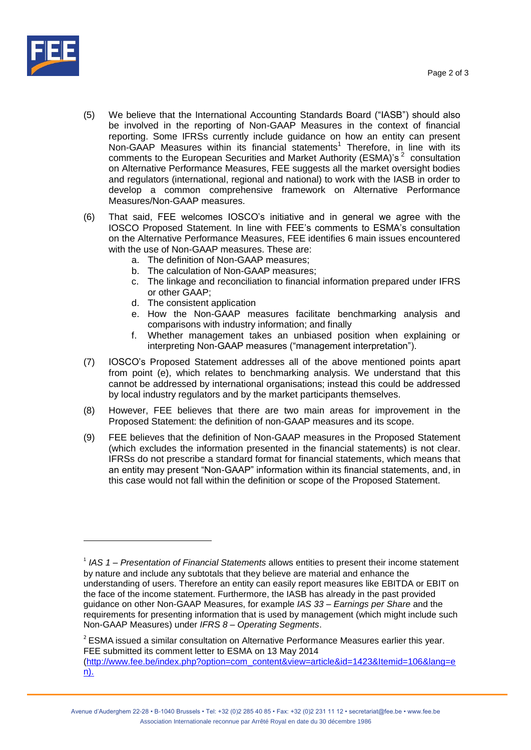(5) We believe that the International Accounting Standards Board ("IASB") should also be involved in the reporting of Non-GAAP Measures in the context of financial reporting. Some IFRSs currently include guidance on how an entity can present Non-GAAP Measures within its financial statements[1] Therefore, in line with its comments to the European Securities and Market Authority (ESMA)'s [2] consultation on Alternative Performance Measures, FEE suggests all the market oversight bodies and regulators (international, regional and national) to work with the IASB in order to develop a common comprehensive framework on Alternative Performance Measures/Non-GAAP measures.

(6) That said, FEE welcomes IOSCO's initiative and in general we agree with the IOSCO Proposed Statement. In line with FEE's comments to ESMA's consultation on the Alternative Performance Measures, FEE identifies 6 main issues encountered with the use of Non-GAAP measures. These are:

   a. The definition of Non-GAAP measures;
   b. The calculation of Non-GAAP measures;
   c. The linkage and reconciliation to financial information prepared under IFRS or other GAAP;
   d. The consistent application
   e. How the Non-GAAP measures facilitate benchmarking analysis and comparisons with industry information; and finally
   f. Whether management takes an unbiased position when explaining or interpreting Non-GAAP measures ("management interpretation").

(7) IOSCO's Proposed Statement addresses all of the above mentioned points apart from point (e), which relates to benchmarking analysis. We understand that this cannot be addressed by international organisations; instead this could be addressed by local industry regulators and by the market participants themselves.

(8) However, FEE believes that there are two main areas for improvement in the Proposed Statement: the definition of non-GAAP measures and its scope.

(9) FEE believes that the definition of Non-GAAP measures in the Proposed Statement (which excludes the information presented in the financial statements) is not clear. IFRSs do not prescribe a standard format for financial statements, which means that an entity may present "Non-GAAP" information within its financial statements, and, in this case would not fall within the definition or scope of the Proposed Statement.

---

[1] *IAS 1 – Presentation of Financial Statements* allows entities to present their income statement by nature and include any subtotals that they believe are material and enhance the understanding of users. Therefore an entity can easily report measures like EBITDA or EBIT on the face of the income statement. Furthermore, the IASB has already in the past provided guidance on other Non-GAAP Measures, for example *IAS 33 – Earnings per Share* and the requirements for presenting information that is used by management (which might include such Non-GAAP Measures) under *IFRS 8 – Operating Segments*.

[2] ESMA issued a similar consultation on Alternative Performance Measures earlier this year. FEE submitted its comment letter to ESMA on 13 May 2014 (http://www.fee.be/index.php?option=com_content&view=article&id=1423&Itemid=106&lang=en).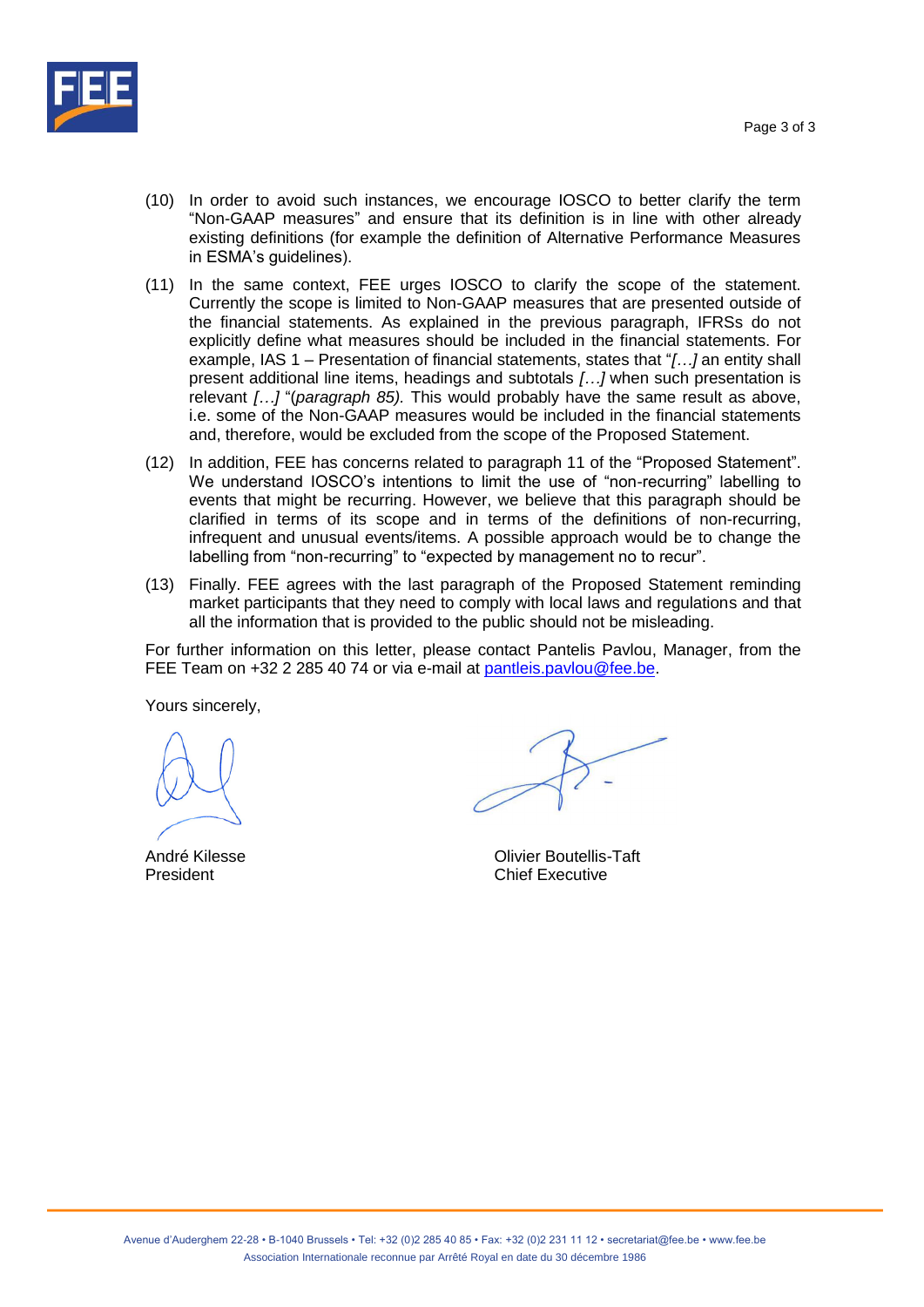(10) In order to avoid such instances, we encourage IOSCO to better clarify the term "Non-GAAP measures" and ensure that its definition is in line with other already existing definitions (for example the definition of Alternative Performance Measures in ESMA's guidelines).

(11) In the same context, FEE urges IOSCO to clarify the scope of the statement. Currently the scope is limited to Non-GAAP measures that are presented outside of the financial statements. As explained in the previous paragraph, IFRSs do not explicitly define what measures should be included in the financial statements. For example, IAS 1 – Presentation of financial statements, states that "*[…]* an entity shall present additional line items, headings and subtotals *[…]* when such presentation is relevant *[…]* "(*paragraph 85).* This would probably have the same result as above, i.e. some of the Non-GAAP measures would be included in the financial statements and, therefore, would be excluded from the scope of the Proposed Statement.

(12) In addition, FEE has concerns related to paragraph 11 of the "Proposed Statement". We understand IOSCO's intentions to limit the use of "non-recurring" labelling to events that might be recurring. However, we believe that this paragraph should be clarified in terms of its scope and in terms of the definitions of non-recurring, infrequent and unusual events/items. A possible approach would be to change the labelling from "non-recurring" to "expected by management no to recur".

(13) Finally. FEE agrees with the last paragraph of the Proposed Statement reminding market participants that they need to comply with local laws and regulations and that all the information that is provided to the public should not be misleading.

For further information on this letter, please contact Pantelis Pavlou, Manager, from the FEE Team on +32 2 285 40 74 or via e-mail at pantleis.pavlou@fee.be.

Yours sincerely,

André Kilesse
President

Olivier Boutellis-Taft
Chief Executive

Avenue d'Auderghem 22-28 • B-1040 Brussels • Tel: +32 (0)2 285 40 85 • Fax: +32 (0)2 231 11 12 • secretariat@fee.be • www.fee.be
Association Internationale reconnue par Arrêté Royal en date du 30 décembre 1986